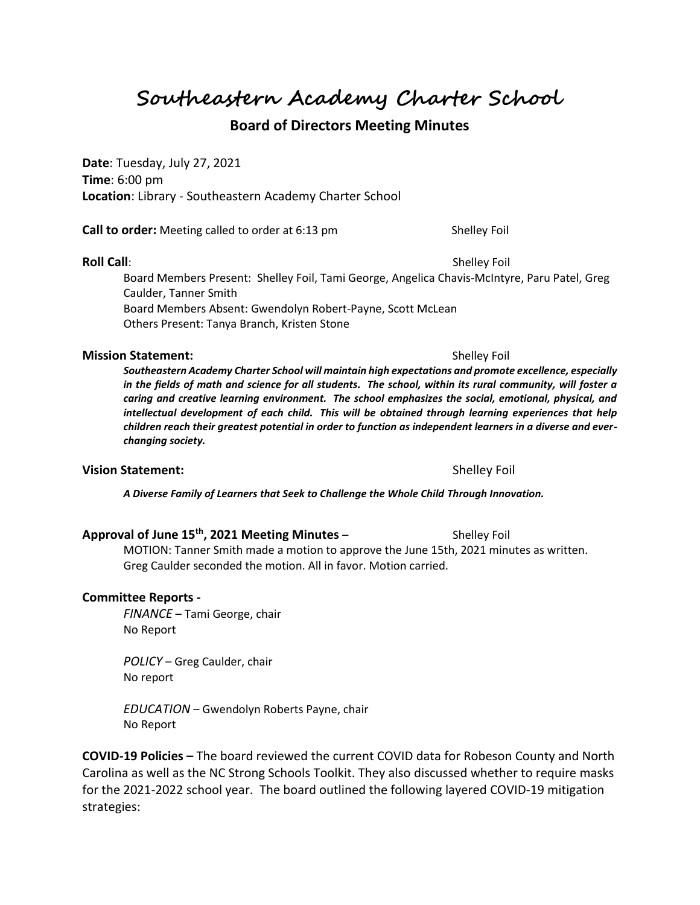# Southeastern Academy Charter School

## Board of Directors Meeting Minutes

**Date**: Tuesday, July 27, 2021
**Time**: 6:00 pm
**Location**: Library - Southeastern Academy Charter School

**Call to order:** Meeting called to order at 6:13 pm — Shelley Foil

**Roll Call**: — Shelley Foil

Board Members Present: Shelley Foil, Tami George, Angelica Chavis-McIntyre, Paru Patel, Greg Caulder, Tanner Smith
Board Members Absent: Gwendolyn Robert-Payne, Scott McLean
Others Present: Tanya Branch, Kristen Stone

**Mission Statement:** — Shelley Foil

***Southeastern Academy Charter School will maintain high expectations and promote excellence, especially in the fields of math and science for all students. The school, within its rural community, will foster a caring and creative learning environment. The school emphasizes the social, emotional, physical, and intellectual development of each child. This will be obtained through learning experiences that help children reach their greatest potential in order to function as independent learners in a diverse and ever-changing society.***

**Vision Statement:** — Shelley Foil

***A Diverse Family of Learners that Seek to Challenge the Whole Child Through Innovation.***

**Approval of June 15th, 2021 Meeting Minutes** – Shelley Foil

MOTION: Tanner Smith made a motion to approve the June 15th, 2021 minutes as written. Greg Caulder seconded the motion. All in favor. Motion carried.

**Committee Reports -**

*FINANCE* – Tami George, chair
No Report

*POLICY* – Greg Caulder, chair
No report

*EDUCATION* – Gwendolyn Roberts Payne, chair
No Report

**COVID-19 Policies –** The board reviewed the current COVID data for Robeson County and North Carolina as well as the NC Strong Schools Toolkit. They also discussed whether to require masks for the 2021-2022 school year. The board outlined the following layered COVID-19 mitigation strategies: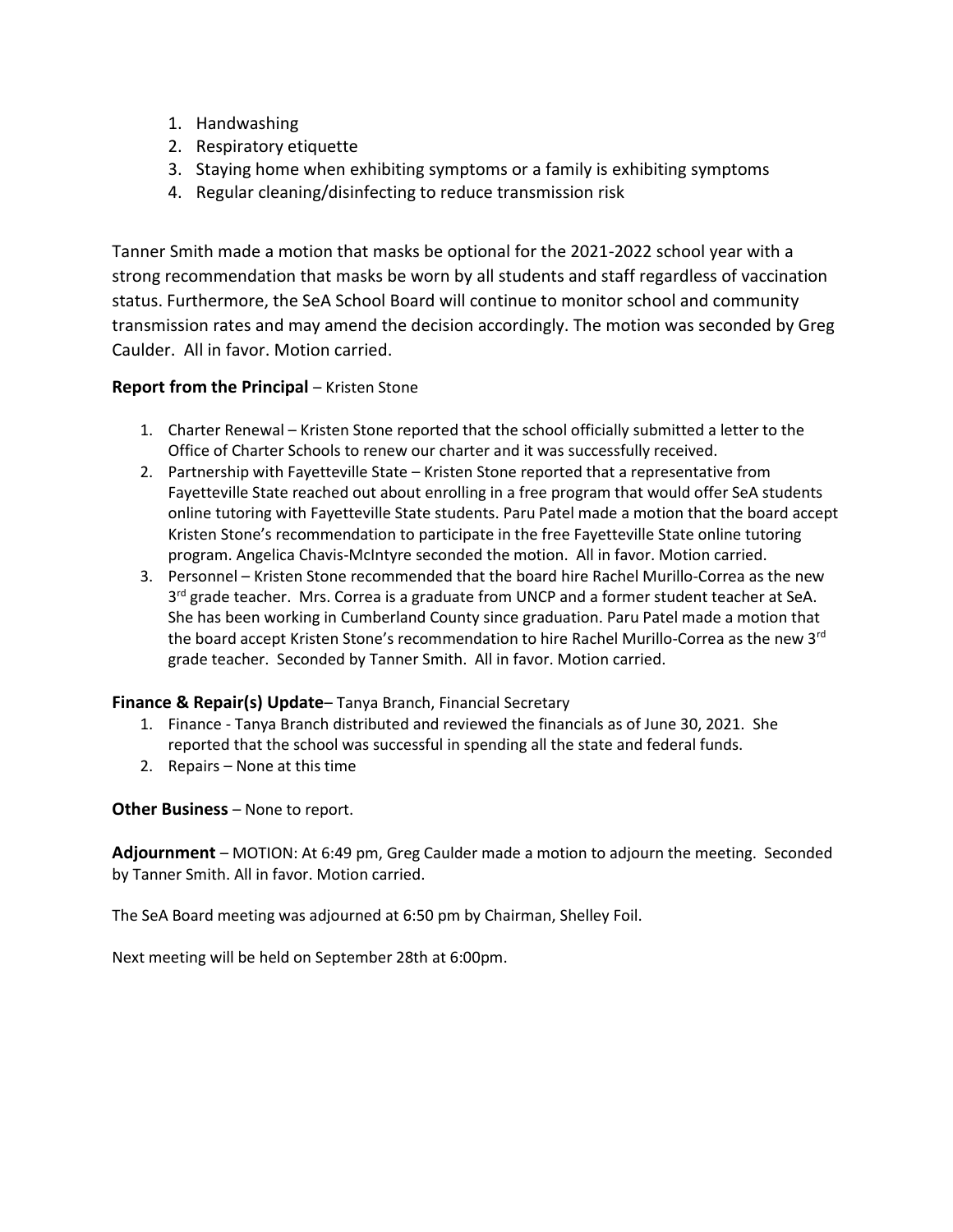1. Handwashing
2. Respiratory etiquette
3. Staying home when exhibiting symptoms or a family is exhibiting symptoms
4. Regular cleaning/disinfecting to reduce transmission risk

Tanner Smith made a motion that masks be optional for the 2021-2022 school year with a strong recommendation that masks be worn by all students and staff regardless of vaccination status. Furthermore, the SeA School Board will continue to monitor school and community transmission rates and may amend the decision accordingly. The motion was seconded by Greg Caulder. All in favor. Motion carried.

**Report from the Principal** – Kristen Stone

1. Charter Renewal – Kristen Stone reported that the school officially submitted a letter to the Office of Charter Schools to renew our charter and it was successfully received.
2. Partnership with Fayetteville State – Kristen Stone reported that a representative from Fayetteville State reached out about enrolling in a free program that would offer SeA students online tutoring with Fayetteville State students. Paru Patel made a motion that the board accept Kristen Stone's recommendation to participate in the free Fayetteville State online tutoring program. Angelica Chavis-McIntyre seconded the motion. All in favor. Motion carried.
3. Personnel – Kristen Stone recommended that the board hire Rachel Murillo-Correa as the new 3rd grade teacher. Mrs. Correa is a graduate from UNCP and a former student teacher at SeA. She has been working in Cumberland County since graduation. Paru Patel made a motion that the board accept Kristen Stone's recommendation to hire Rachel Murillo-Correa as the new 3rd grade teacher. Seconded by Tanner Smith. All in favor. Motion carried.

**Finance & Repair(s) Update**– Tanya Branch, Financial Secretary

1. Finance - Tanya Branch distributed and reviewed the financials as of June 30, 2021. She reported that the school was successful in spending all the state and federal funds.
2. Repairs – None at this time

**Other Business** – None to report.

**Adjournment** – MOTION: At 6:49 pm, Greg Caulder made a motion to adjourn the meeting. Seconded by Tanner Smith. All in favor. Motion carried.

The SeA Board meeting was adjourned at 6:50 pm by Chairman, Shelley Foil.

Next meeting will be held on September 28th at 6:00pm.